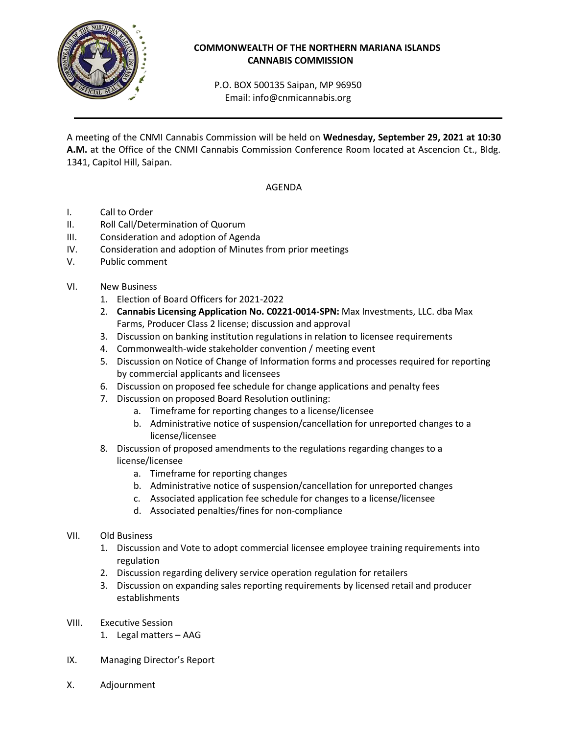**COMMONWEALTH OF THE NORTHERN MARIANA ISLANDS**
**CANNABIS COMMISSION**

P.O. BOX 500135 Saipan, MP 96950
Email: info@cnmicannabis.org

---

A meeting of the CNMI Cannabis Commission will be held on **Wednesday, September 29, 2021 at 10:30 A.M.** at the Office of the CNMI Cannabis Commission Conference Room located at Ascencion Ct., Bldg. 1341, Capitol Hill, Saipan.

AGENDA

I. Call to Order
II. Roll Call/Determination of Quorum
III. Consideration and adoption of Agenda
IV. Consideration and adoption of Minutes from prior meetings
V. Public comment

VI. New Business
   1. Election of Board Officers for 2021-2022
   2. **Cannabis Licensing Application No. C0221-0014-SPN:** Max Investments, LLC. dba Max Farms, Producer Class 2 license; discussion and approval
   3. Discussion on banking institution regulations in relation to licensee requirements
   4. Commonwealth-wide stakeholder convention / meeting event
   5. Discussion on Notice of Change of Information forms and processes required for reporting by commercial applicants and licensees
   6. Discussion on proposed fee schedule for change applications and penalty fees
   7. Discussion on proposed Board Resolution outlining:
      a. Timeframe for reporting changes to a license/licensee
      b. Administrative notice of suspension/cancellation for unreported changes to a license/licensee
   8. Discussion of proposed amendments to the regulations regarding changes to a license/licensee
      a. Timeframe for reporting changes
      b. Administrative notice of suspension/cancellation for unreported changes
      c. Associated application fee schedule for changes to a license/licensee
      d. Associated penalties/fines for non-compliance

VII. Old Business
   1. Discussion and Vote to adopt commercial licensee employee training requirements into regulation
   2. Discussion regarding delivery service operation regulation for retailers
   3. Discussion on expanding sales reporting requirements by licensed retail and producer establishments

VIII. Executive Session
   1. Legal matters – AAG

IX. Managing Director's Report

X. Adjournment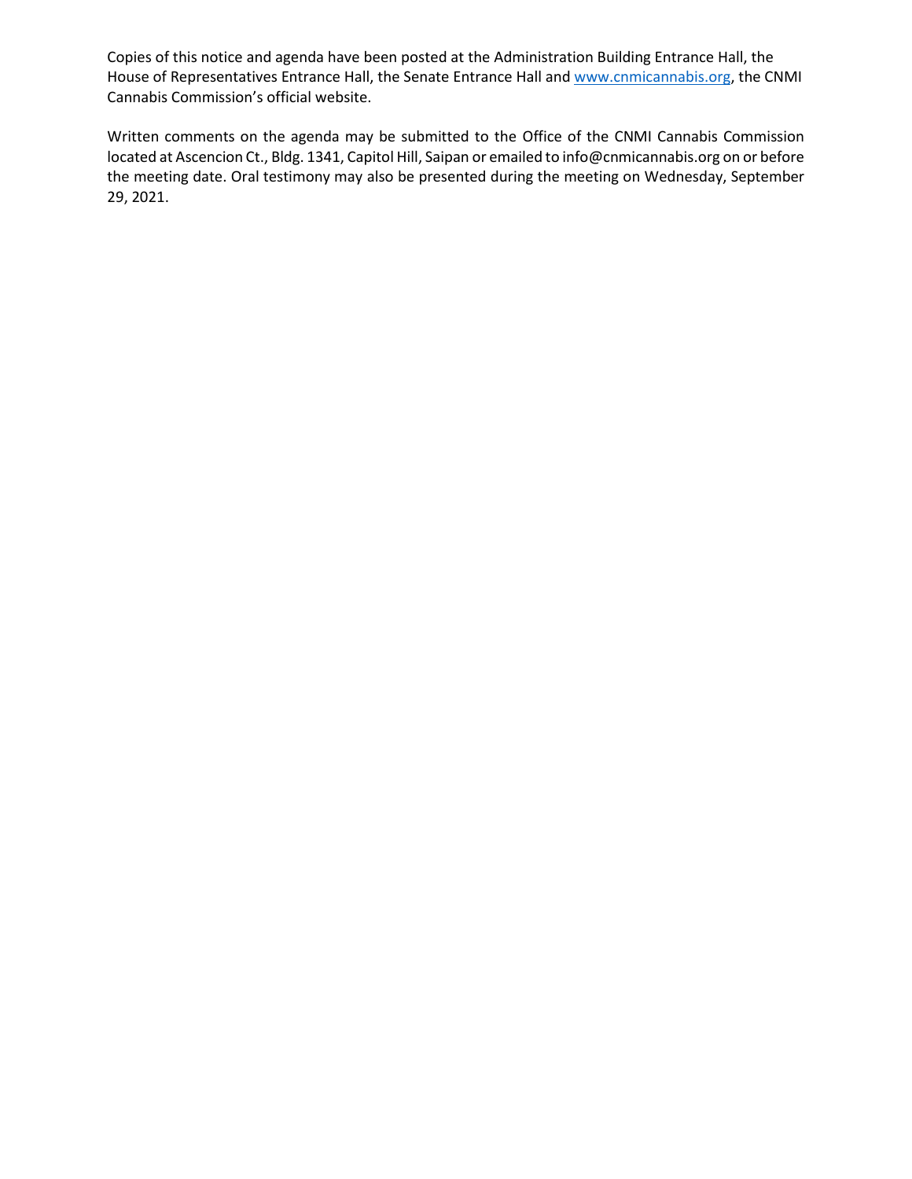Copies of this notice and agenda have been posted at the Administration Building Entrance Hall, the House of Representatives Entrance Hall, the Senate Entrance Hall and [www.cnmicannabis.org](http://www.cnmicannabis.org), the CNMI Cannabis Commission's official website.

Written comments on the agenda may be submitted to the Office of the CNMI Cannabis Commission located at Ascencion Ct., Bldg. 1341, Capitol Hill, Saipan or emailed to info@cnmicannabis.org on or before the meeting date. Oral testimony may also be presented during the meeting on Wednesday, September 29, 2021.